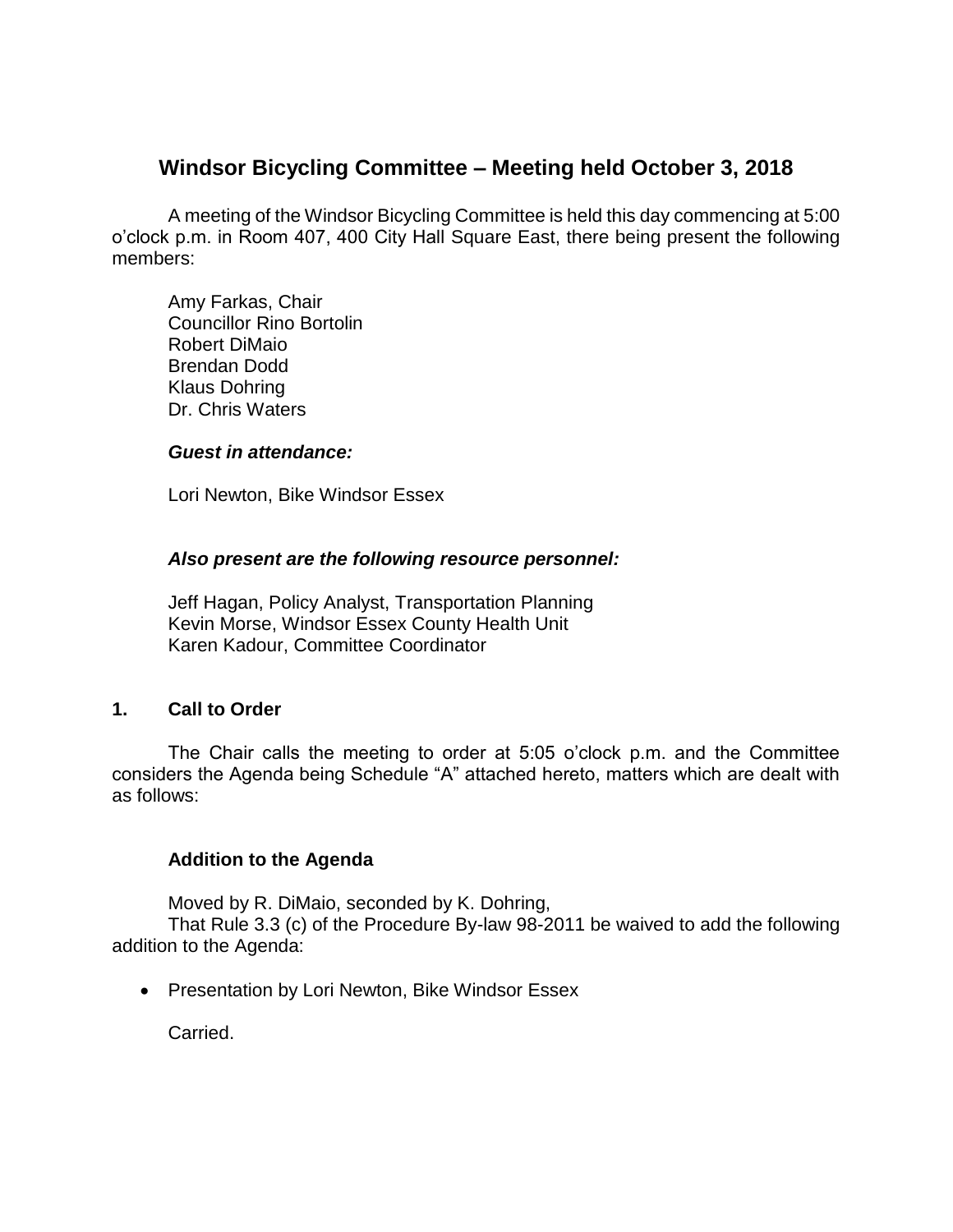# Windsor Bicycling Committee – Meeting held October 3, 2018

A meeting of the Windsor Bicycling Committee is held this day commencing at 5:00 o'clock p.m. in Room 407, 400 City Hall Square East, there being present the following members:

Amy Farkas, Chair
Councillor Rino Bortolin
Robert DiMaio
Brendan Dodd
Klaus Dohring
Dr. Chris Waters

***Guest in attendance:***

Lori Newton, Bike Windsor Essex

***Also present are the following resource personnel:***

Jeff Hagan, Policy Analyst, Transportation Planning
Kevin Morse, Windsor Essex County Health Unit
Karen Kadour, Committee Coordinator

## 1. Call to Order

The Chair calls the meeting to order at 5:05 o'clock p.m. and the Committee considers the Agenda being Schedule "A" attached hereto, matters which are dealt with as follows:

### Addition to the Agenda

Moved by R. DiMaio, seconded by K. Dohring,
That Rule 3.3 (c) of the Procedure By-law 98-2011 be waived to add the following addition to the Agenda:

- Presentation by Lori Newton, Bike Windsor Essex

Carried.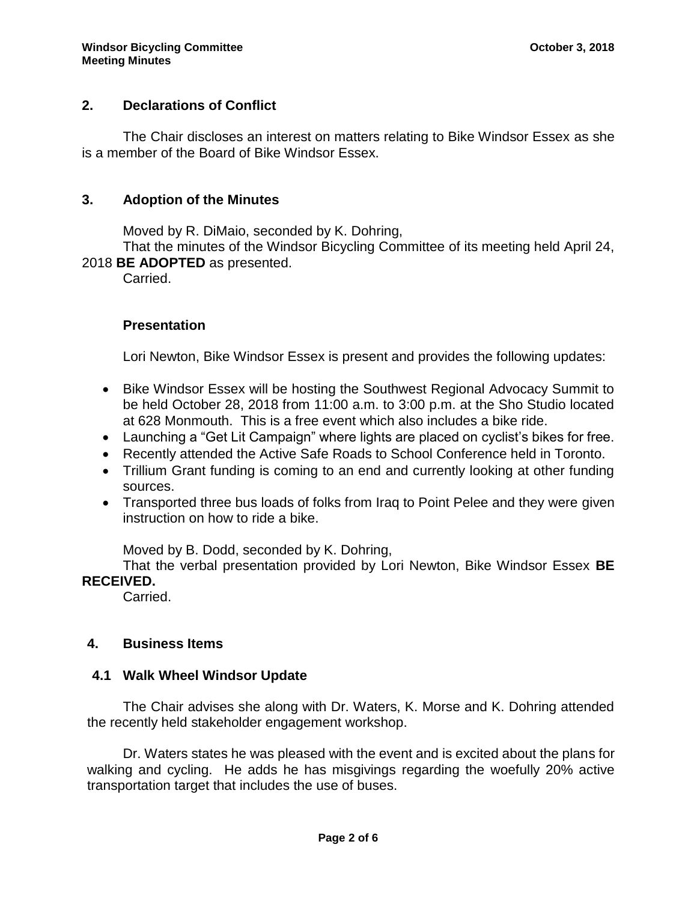## 2. Declarations of Conflict

The Chair discloses an interest on matters relating to Bike Windsor Essex as she is a member of the Board of Bike Windsor Essex.

## 3. Adoption of the Minutes

Moved by R. DiMaio, seconded by K. Dohring,

That the minutes of the Windsor Bicycling Committee of its meeting held April 24, 2018 **BE ADOPTED** as presented.

Carried.

### Presentation

Lori Newton, Bike Windsor Essex is present and provides the following updates:

- Bike Windsor Essex will be hosting the Southwest Regional Advocacy Summit to be held October 28, 2018 from 11:00 a.m. to 3:00 p.m. at the Sho Studio located at 628 Monmouth. This is a free event which also includes a bike ride.
- Launching a "Get Lit Campaign" where lights are placed on cyclist's bikes for free.
- Recently attended the Active Safe Roads to School Conference held in Toronto.
- Trillium Grant funding is coming to an end and currently looking at other funding sources.
- Transported three bus loads of folks from Iraq to Point Pelee and they were given instruction on how to ride a bike.

Moved by B. Dodd, seconded by K. Dohring,

That the verbal presentation provided by Lori Newton, Bike Windsor Essex **BE RECEIVED.**

Carried.

## 4. Business Items

### 4.1 Walk Wheel Windsor Update

The Chair advises she along with Dr. Waters, K. Morse and K. Dohring attended the recently held stakeholder engagement workshop.

Dr. Waters states he was pleased with the event and is excited about the plans for walking and cycling. He adds he has misgivings regarding the woefully 20% active transportation target that includes the use of buses.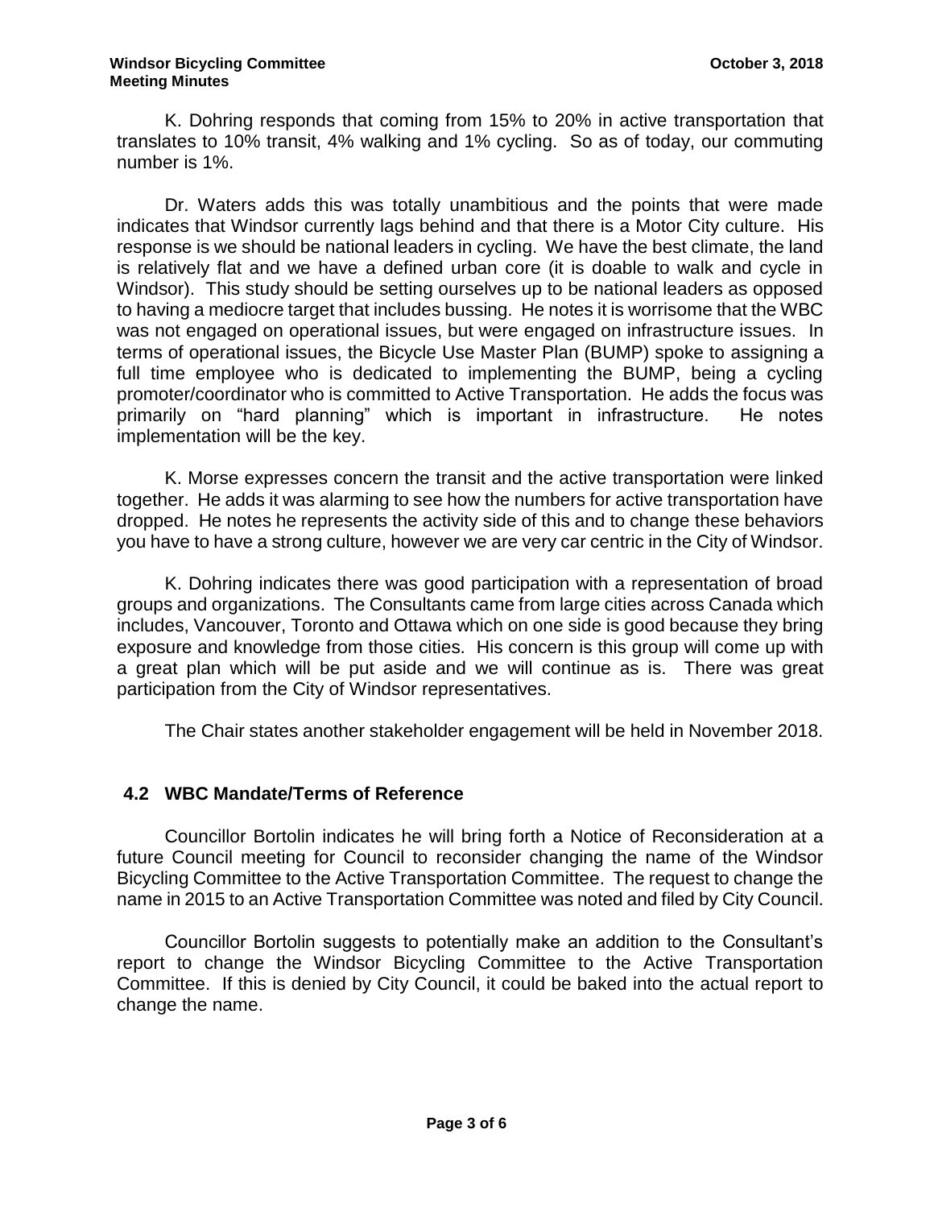K. Dohring responds that coming from 15% to 20% in active transportation that translates to 10% transit, 4% walking and 1% cycling. So as of today, our commuting number is 1%.

Dr. Waters adds this was totally unambitious and the points that were made indicates that Windsor currently lags behind and that there is a Motor City culture. His response is we should be national leaders in cycling. We have the best climate, the land is relatively flat and we have a defined urban core (it is doable to walk and cycle in Windsor). This study should be setting ourselves up to be national leaders as opposed to having a mediocre target that includes bussing. He notes it is worrisome that the WBC was not engaged on operational issues, but were engaged on infrastructure issues. In terms of operational issues, the Bicycle Use Master Plan (BUMP) spoke to assigning a full time employee who is dedicated to implementing the BUMP, being a cycling promoter/coordinator who is committed to Active Transportation. He adds the focus was primarily on "hard planning" which is important in infrastructure. He notes implementation will be the key.

K. Morse expresses concern the transit and the active transportation were linked together. He adds it was alarming to see how the numbers for active transportation have dropped. He notes he represents the activity side of this and to change these behaviors you have to have a strong culture, however we are very car centric in the City of Windsor.

K. Dohring indicates there was good participation with a representation of broad groups and organizations. The Consultants came from large cities across Canada which includes, Vancouver, Toronto and Ottawa which on one side is good because they bring exposure and knowledge from those cities. His concern is this group will come up with a great plan which will be put aside and we will continue as is. There was great participation from the City of Windsor representatives.

The Chair states another stakeholder engagement will be held in November 2018.

## 4.2 WBC Mandate/Terms of Reference

Councillor Bortolin indicates he will bring forth a Notice of Reconsideration at a future Council meeting for Council to reconsider changing the name of the Windsor Bicycling Committee to the Active Transportation Committee. The request to change the name in 2015 to an Active Transportation Committee was noted and filed by City Council.

Councillor Bortolin suggests to potentially make an addition to the Consultant's report to change the Windsor Bicycling Committee to the Active Transportation Committee. If this is denied by City Council, it could be baked into the actual report to change the name.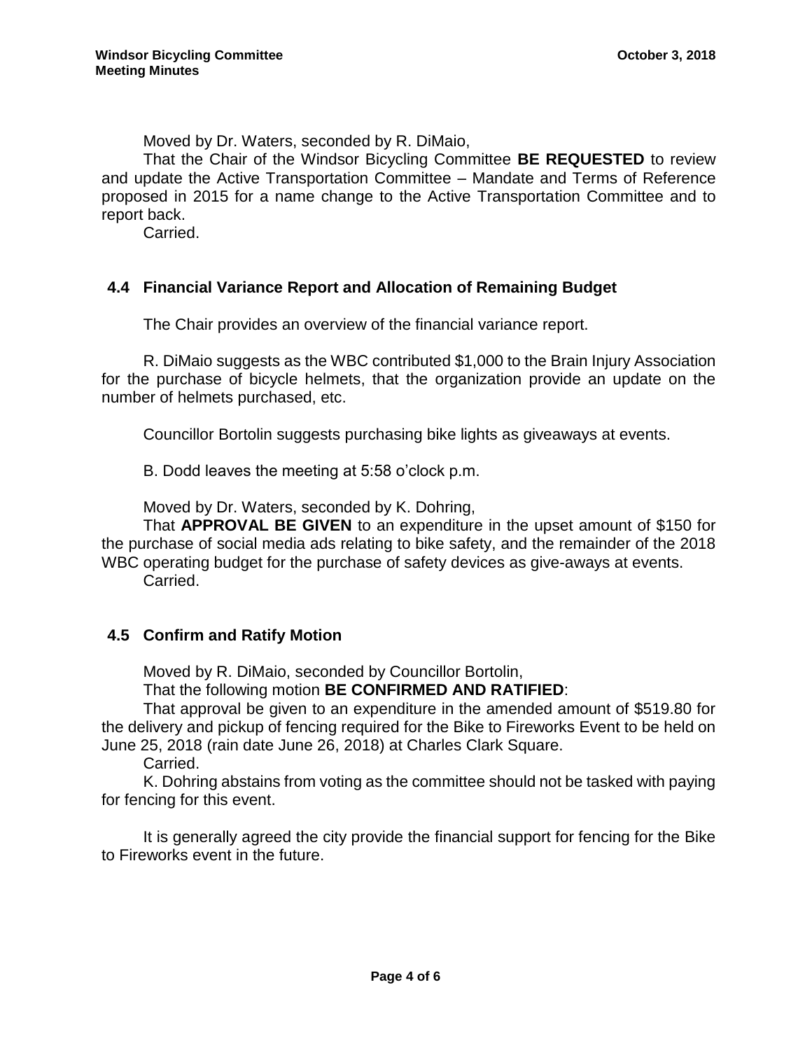Moved by Dr. Waters, seconded by R. DiMaio,

That the Chair of the Windsor Bicycling Committee **BE REQUESTED** to review and update the Active Transportation Committee – Mandate and Terms of Reference proposed in 2015 for a name change to the Active Transportation Committee and to report back.

Carried.

## 4.4 Financial Variance Report and Allocation of Remaining Budget

The Chair provides an overview of the financial variance report.

R. DiMaio suggests as the WBC contributed $1,000 to the Brain Injury Association for the purchase of bicycle helmets, that the organization provide an update on the number of helmets purchased, etc.

Councillor Bortolin suggests purchasing bike lights as giveaways at events.

B. Dodd leaves the meeting at 5:58 o'clock p.m.

Moved by Dr. Waters, seconded by K. Dohring,

That **APPROVAL BE GIVEN** to an expenditure in the upset amount of $150 for the purchase of social media ads relating to bike safety, and the remainder of the 2018 WBC operating budget for the purchase of safety devices as give-aways at events.

Carried.

## 4.5 Confirm and Ratify Motion

Moved by R. DiMaio, seconded by Councillor Bortolin,

That the following motion **BE CONFIRMED AND RATIFIED**:

That approval be given to an expenditure in the amended amount of $519.80 for the delivery and pickup of fencing required for the Bike to Fireworks Event to be held on June 25, 2018 (rain date June 26, 2018) at Charles Clark Square.

Carried.

K. Dohring abstains from voting as the committee should not be tasked with paying for fencing for this event.

It is generally agreed the city provide the financial support for fencing for the Bike to Fireworks event in the future.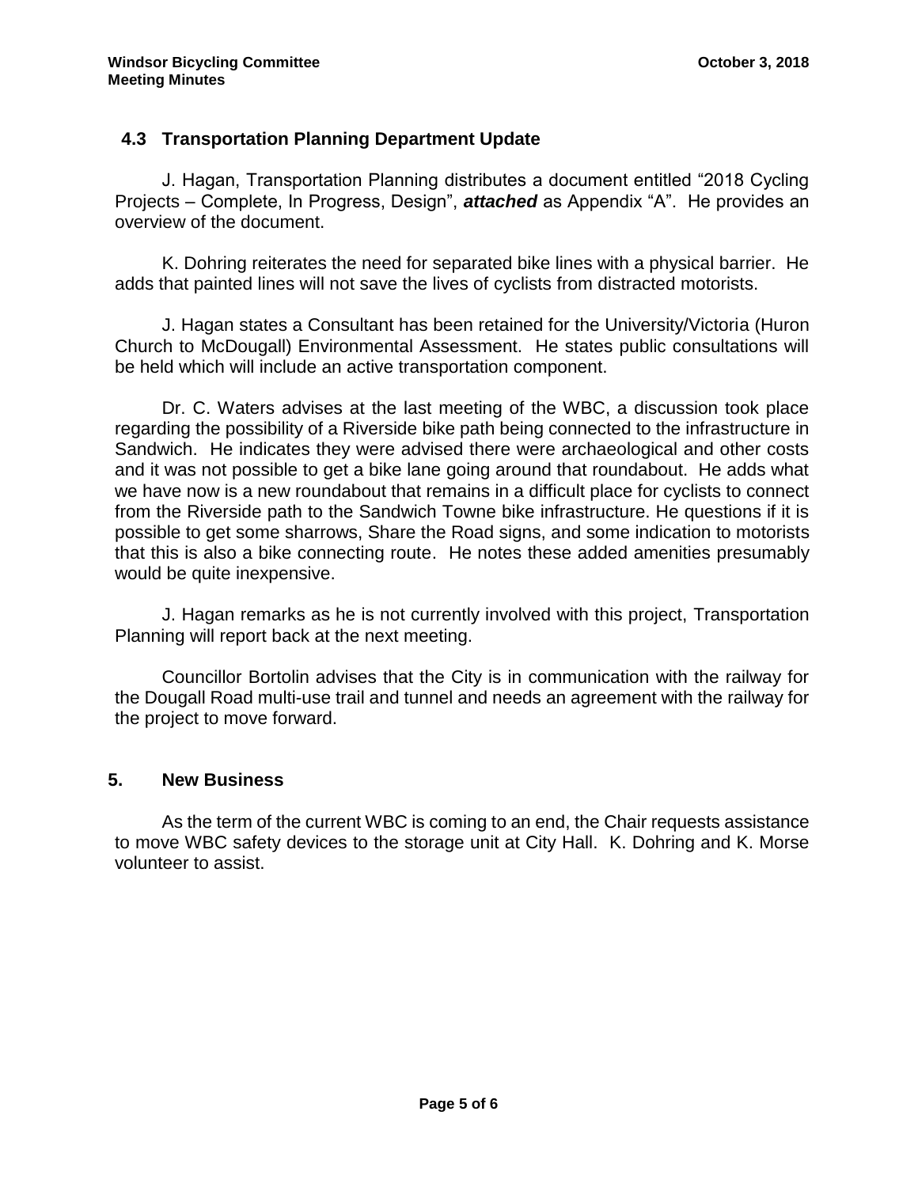### 4.3 Transportation Planning Department Update

J. Hagan, Transportation Planning distributes a document entitled "2018 Cycling Projects – Complete, In Progress, Design", ***attached*** as Appendix "A". He provides an overview of the document.

K. Dohring reiterates the need for separated bike lines with a physical barrier. He adds that painted lines will not save the lives of cyclists from distracted motorists.

J. Hagan states a Consultant has been retained for the University/Victoria (Huron Church to McDougall) Environmental Assessment. He states public consultations will be held which will include an active transportation component.

Dr. C. Waters advises at the last meeting of the WBC, a discussion took place regarding the possibility of a Riverside bike path being connected to the infrastructure in Sandwich. He indicates they were advised there were archaeological and other costs and it was not possible to get a bike lane going around that roundabout. He adds what we have now is a new roundabout that remains in a difficult place for cyclists to connect from the Riverside path to the Sandwich Towne bike infrastructure. He questions if it is possible to get some sharrows, Share the Road signs, and some indication to motorists that this is also a bike connecting route. He notes these added amenities presumably would be quite inexpensive.

J. Hagan remarks as he is not currently involved with this project, Transportation Planning will report back at the next meeting.

Councillor Bortolin advises that the City is in communication with the railway for the Dougall Road multi-use trail and tunnel and needs an agreement with the railway for the project to move forward.

## 5. New Business

As the term of the current WBC is coming to an end, the Chair requests assistance to move WBC safety devices to the storage unit at City Hall. K. Dohring and K. Morse volunteer to assist.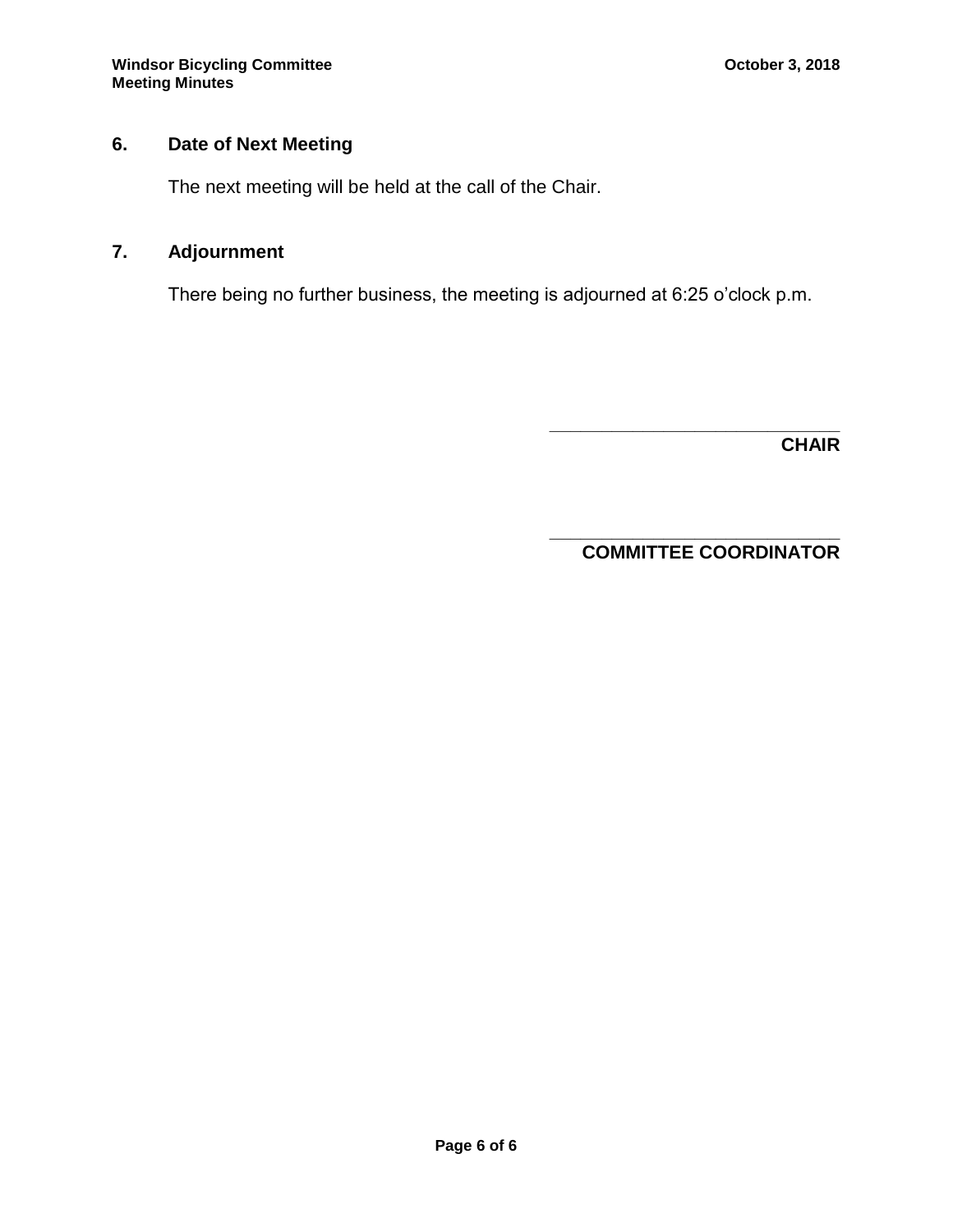## 6. Date of Next Meeting

The next meeting will be held at the call of the Chair.

## 7. Adjournment

There being no further business, the meeting is adjourned at 6:25 o'clock p.m.

\_\_\_\_\_\_\_\_\_\_\_\_\_\_\_\_\_\_\_\_\_\_\_\_\_\_\_\_\_\_

**CHAIR**

\_\_\_\_\_\_\_\_\_\_\_\_\_\_\_\_\_\_\_\_\_\_\_\_\_\_\_\_\_\_

**COMMITTEE COORDINATOR**